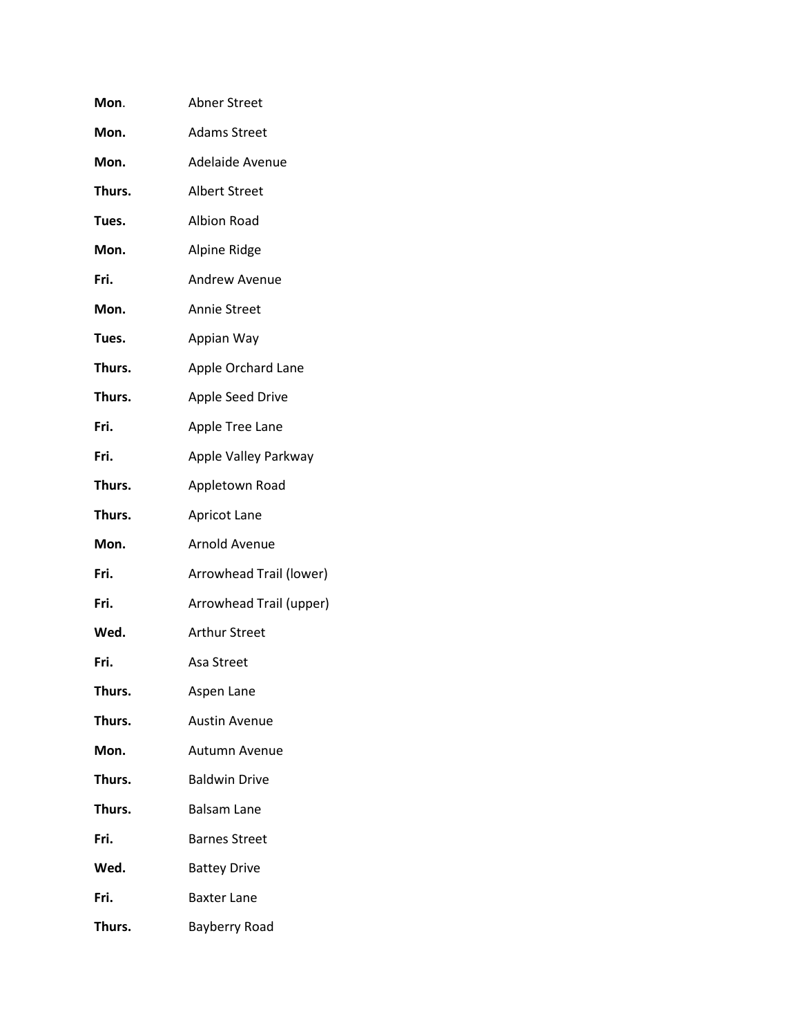| | |
|---|---|
| **Mon**. | Abner Street |
| **Mon.** | Adams Street |
| **Mon.** | Adelaide Avenue |
| **Thurs.** | Albert Street |
| **Tues.** | Albion Road |
| **Mon.** | Alpine Ridge |
| **Fri.** | Andrew Avenue |
| **Mon.** | Annie Street |
| **Tues.** | Appian Way |
| **Thurs.** | Apple Orchard Lane |
| **Thurs.** | Apple Seed Drive |
| **Fri.** | Apple Tree Lane |
| **Fri.** | Apple Valley Parkway |
| **Thurs.** | Appletown Road |
| **Thurs.** | Apricot Lane |
| **Mon.** | Arnold Avenue |
| **Fri.** | Arrowhead Trail (lower) |
| **Fri.** | Arrowhead Trail (upper) |
| **Wed.** | Arthur Street |
| **Fri.** | Asa Street |
| **Thurs.** | Aspen Lane |
| **Thurs.** | Austin Avenue |
| **Mon.** | Autumn Avenue |
| **Thurs.** | Baldwin Drive |
| **Thurs.** | Balsam Lane |
| **Fri.** | Barnes Street |
| **Wed.** | Battey Drive |
| **Fri.** | Baxter Lane |
| **Thurs.** | Bayberry Road |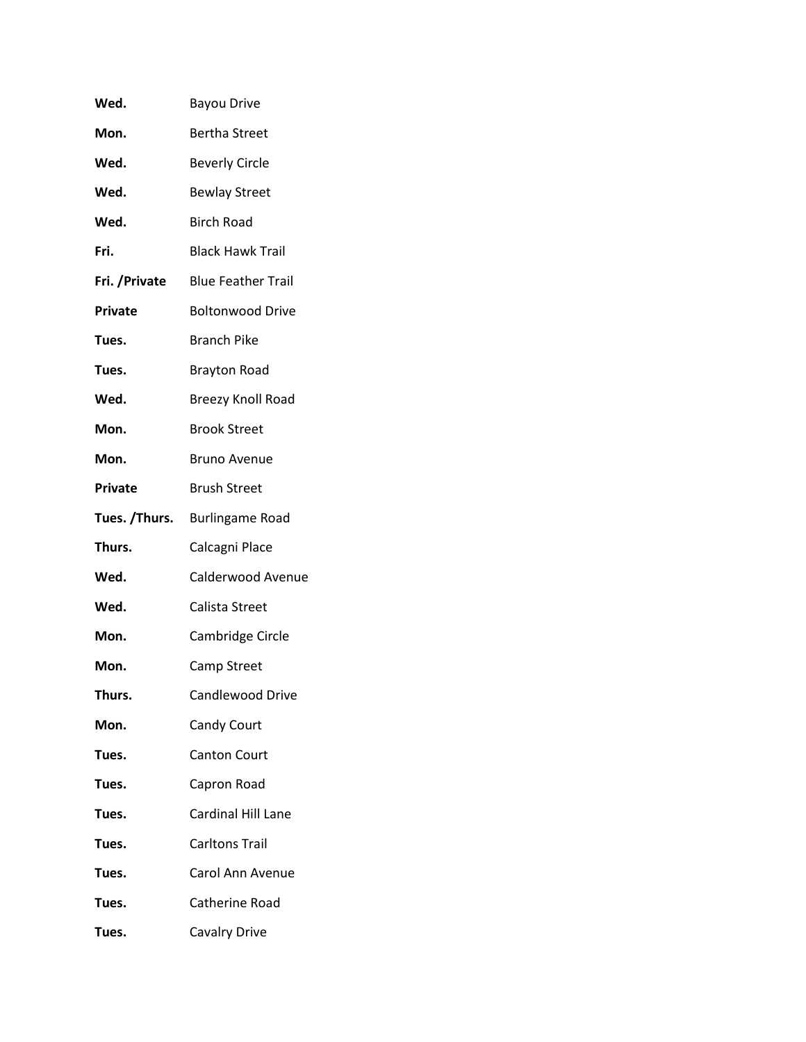| | |
|---|---|
| **Wed.** | Bayou Drive |
| **Mon.** | Bertha Street |
| **Wed.** | Beverly Circle |
| **Wed.** | Bewlay Street |
| **Wed.** | Birch Road |
| **Fri.** | Black Hawk Trail |
| **Fri. /Private** | Blue Feather Trail |
| **Private** | Boltonwood Drive |
| **Tues.** | Branch Pike |
| **Tues.** | Brayton Road |
| **Wed.** | Breezy Knoll Road |
| **Mon.** | Brook Street |
| **Mon.** | Bruno Avenue |
| **Private** | Brush Street |
| **Tues. /Thurs.** | Burlingame Road |
| **Thurs.** | Calcagni Place |
| **Wed.** | Calderwood Avenue |
| **Wed.** | Calista Street |
| **Mon.** | Cambridge Circle |
| **Mon.** | Camp Street |
| **Thurs.** | Candlewood Drive |
| **Mon.** | Candy Court |
| **Tues.** | Canton Court |
| **Tues.** | Capron Road |
| **Tues.** | Cardinal Hill Lane |
| **Tues.** | Carltons Trail |
| **Tues.** | Carol Ann Avenue |
| **Tues.** | Catherine Road |
| **Tues.** | Cavalry Drive |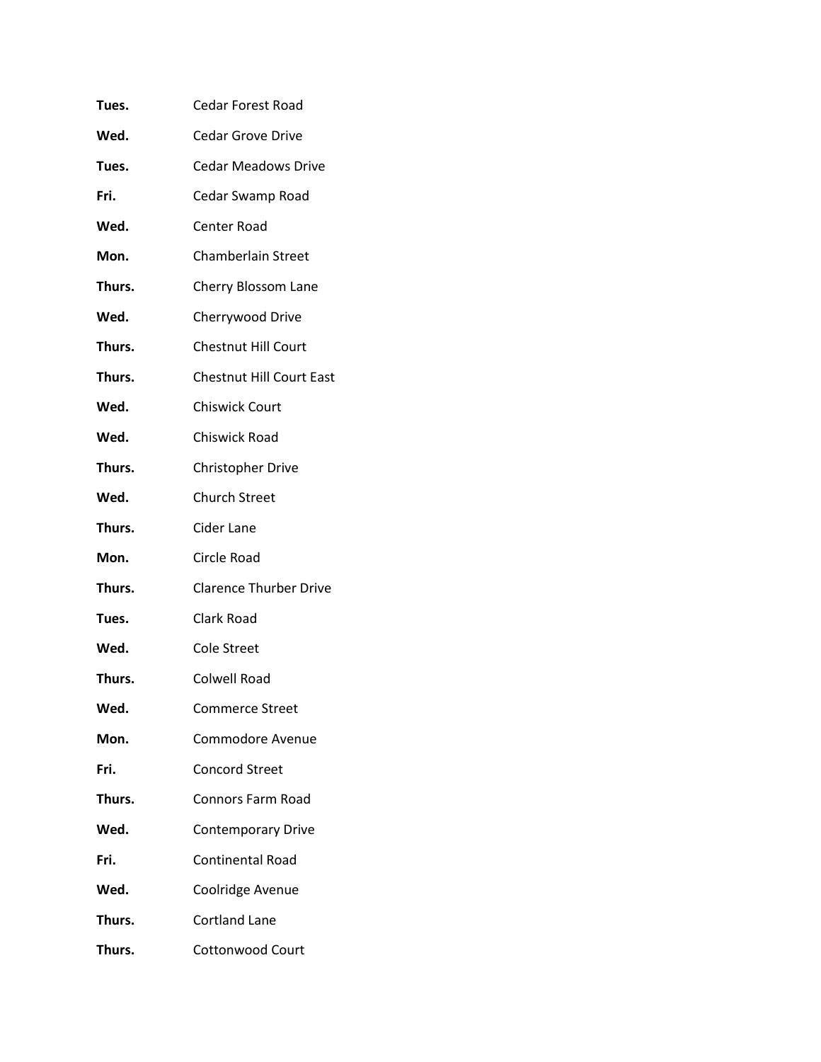**Tues.** Cedar Forest Road

**Wed.** Cedar Grove Drive

**Tues.** Cedar Meadows Drive

**Fri.** Cedar Swamp Road

**Wed.** Center Road

**Mon.** Chamberlain Street

**Thurs.** Cherry Blossom Lane

**Wed.** Cherrywood Drive

**Thurs.** Chestnut Hill Court

**Thurs.** Chestnut Hill Court East

**Wed.** Chiswick Court

**Wed.** Chiswick Road

**Thurs.** Christopher Drive

**Wed.** Church Street

**Thurs.** Cider Lane

**Mon.** Circle Road

**Thurs.** Clarence Thurber Drive

**Tues.** Clark Road

**Wed.** Cole Street

**Thurs.** Colwell Road

**Wed.** Commerce Street

**Mon.** Commodore Avenue

**Fri.** Concord Street

**Thurs.** Connors Farm Road

**Wed.** Contemporary Drive

**Fri.** Continental Road

**Wed.** Coolridge Avenue

**Thurs.** Cortland Lane

**Thurs.** Cottonwood Court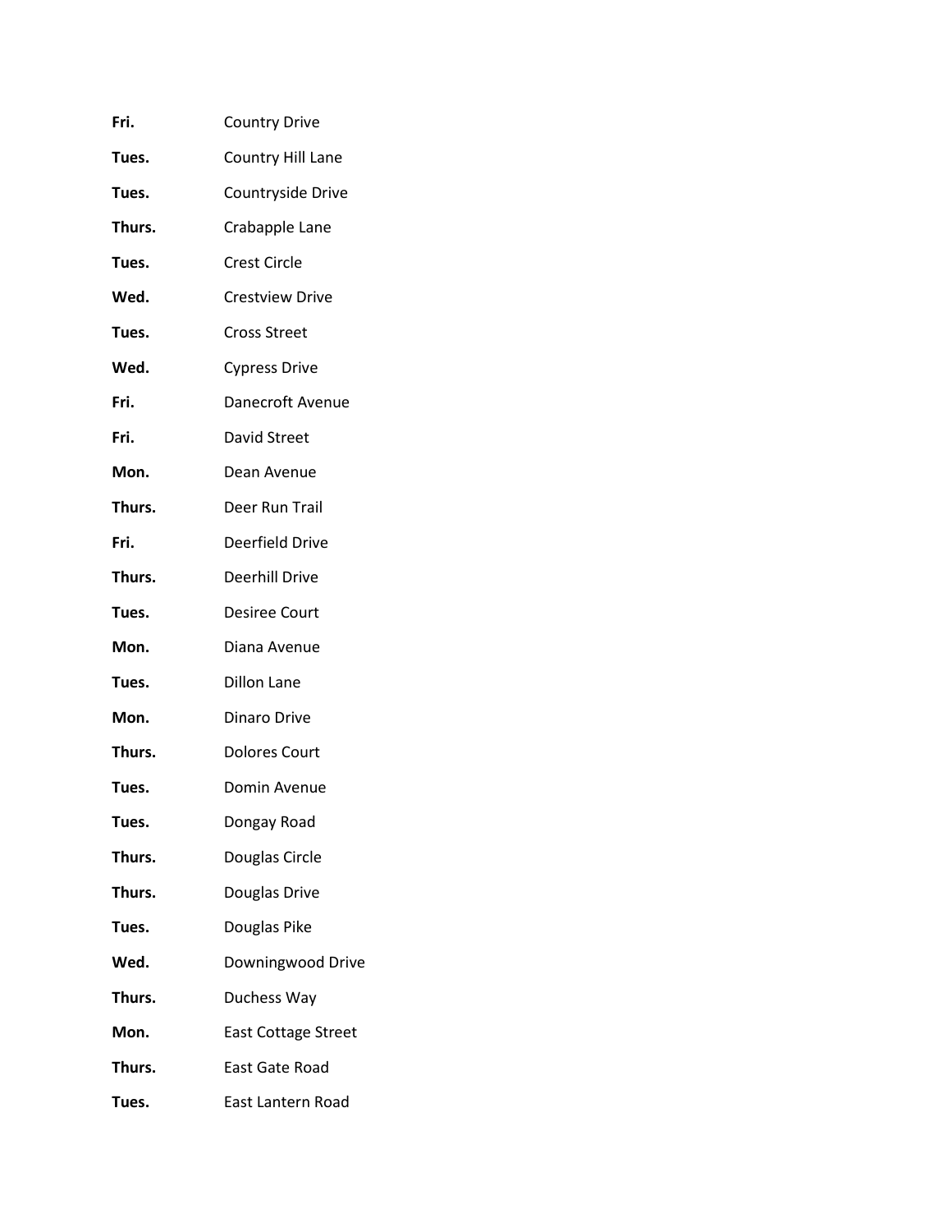| | |
|---|---|
| **Fri.** | Country Drive |
| **Tues.** | Country Hill Lane |
| **Tues.** | Countryside Drive |
| **Thurs.** | Crabapple Lane |
| **Tues.** | Crest Circle |
| **Wed.** | Crestview Drive |
| **Tues.** | Cross Street |
| **Wed.** | Cypress Drive |
| **Fri.** | Danecroft Avenue |
| **Fri.** | David Street |
| **Mon.** | Dean Avenue |
| **Thurs.** | Deer Run Trail |
| **Fri.** | Deerfield Drive |
| **Thurs.** | Deerhill Drive |
| **Tues.** | Desiree Court |
| **Mon.** | Diana Avenue |
| **Tues.** | Dillon Lane |
| **Mon.** | Dinaro Drive |
| **Thurs.** | Dolores Court |
| **Tues.** | Domin Avenue |
| **Tues.** | Dongay Road |
| **Thurs.** | Douglas Circle |
| **Thurs.** | Douglas Drive |
| **Tues.** | Douglas Pike |
| **Wed.** | Downingwood Drive |
| **Thurs.** | Duchess Way |
| **Mon.** | East Cottage Street |
| **Thurs.** | East Gate Road |
| **Tues.** | East Lantern Road |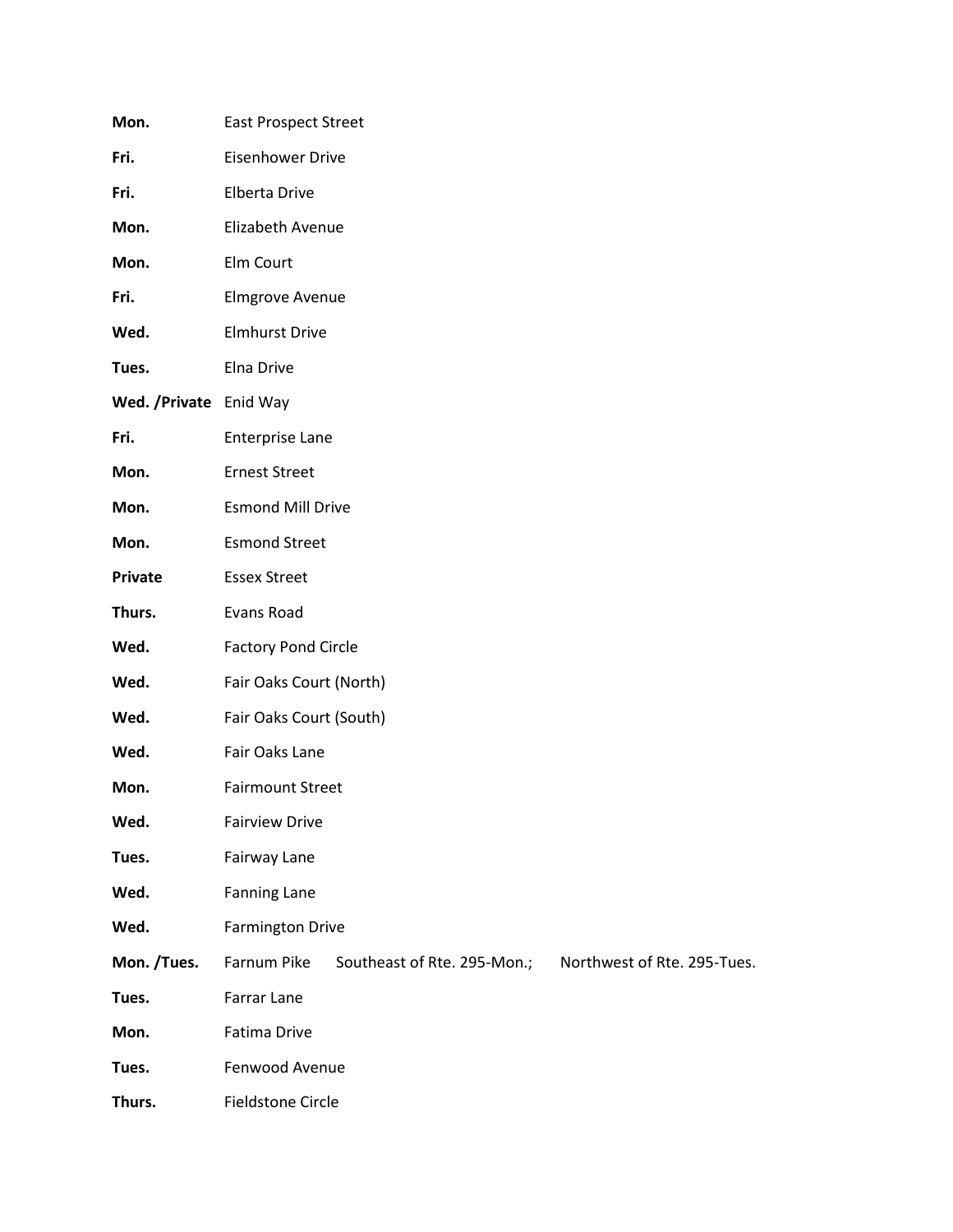| | | | |
|---|---|---|---|
| **Mon.** | East Prospect Street | | |
| **Fri.** | Eisenhower Drive | | |
| **Fri.** | Elberta Drive | | |
| **Mon.** | Elizabeth Avenue | | |
| **Mon.** | Elm Court | | |
| **Fri.** | Elmgrove Avenue | | |
| **Wed.** | Elmhurst Drive | | |
| **Tues.** | Elna Drive | | |
| **Wed. /Private** | Enid Way | | |
| **Fri.** | Enterprise Lane | | |
| **Mon.** | Ernest Street | | |
| **Mon.** | Esmond Mill Drive | | |
| **Mon.** | Esmond Street | | |
| **Private** | Essex Street | | |
| **Thurs.** | Evans Road | | |
| **Wed.** | Factory Pond Circle | | |
| **Wed.** | Fair Oaks Court (North) | | |
| **Wed.** | Fair Oaks Court (South) | | |
| **Wed.** | Fair Oaks Lane | | |
| **Mon.** | Fairmount Street | | |
| **Wed.** | Fairview Drive | | |
| **Tues.** | Fairway Lane | | |
| **Wed.** | Fanning Lane | | |
| **Wed.** | Farmington Drive | | |
| **Mon. /Tues.** | Farnum Pike | Southeast of Rte. 295-Mon.; | Northwest of Rte. 295-Tues. |
| **Tues.** | Farrar Lane | | |
| **Mon.** | Fatima Drive | | |
| **Tues.** | Fenwood Avenue | | |
| **Thurs.** | Fieldstone Circle | | |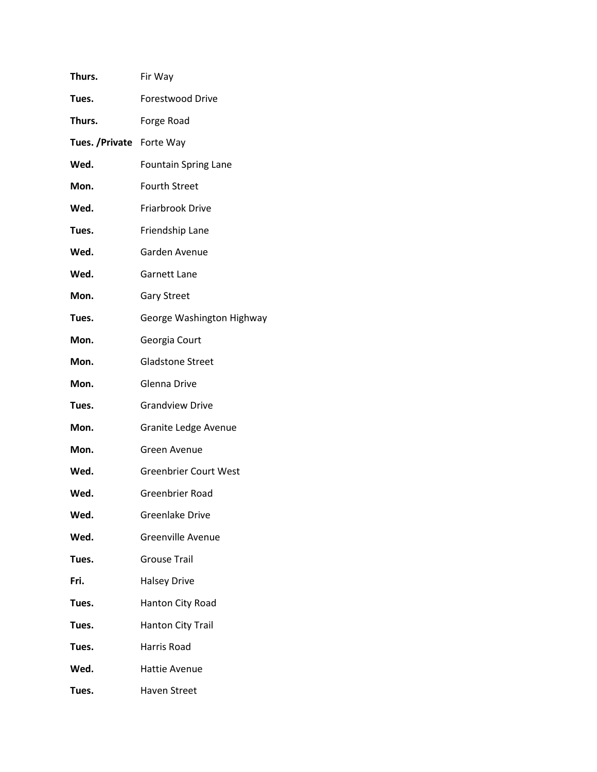| | |
|---|---|
| **Thurs.** | Fir Way |
| **Tues.** | Forestwood Drive |
| **Thurs.** | Forge Road |
| **Tues. /Private** | Forte Way |
| **Wed.** | Fountain Spring Lane |
| **Mon.** | Fourth Street |
| **Wed.** | Friarbrook Drive |
| **Tues.** | Friendship Lane |
| **Wed.** | Garden Avenue |
| **Wed.** | Garnett Lane |
| **Mon.** | Gary Street |
| **Tues.** | George Washington Highway |
| **Mon.** | Georgia Court |
| **Mon.** | Gladstone Street |
| **Mon.** | Glenna Drive |
| **Tues.** | Grandview Drive |
| **Mon.** | Granite Ledge Avenue |
| **Mon.** | Green Avenue |
| **Wed.** | Greenbrier Court West |
| **Wed.** | Greenbrier Road |
| **Wed.** | Greenlake Drive |
| **Wed.** | Greenville Avenue |
| **Tues.** | Grouse Trail |
| **Fri.** | Halsey Drive |
| **Tues.** | Hanton City Road |
| **Tues.** | Hanton City Trail |
| **Tues.** | Harris Road |
| **Wed.** | Hattie Avenue |
| **Tues.** | Haven Street |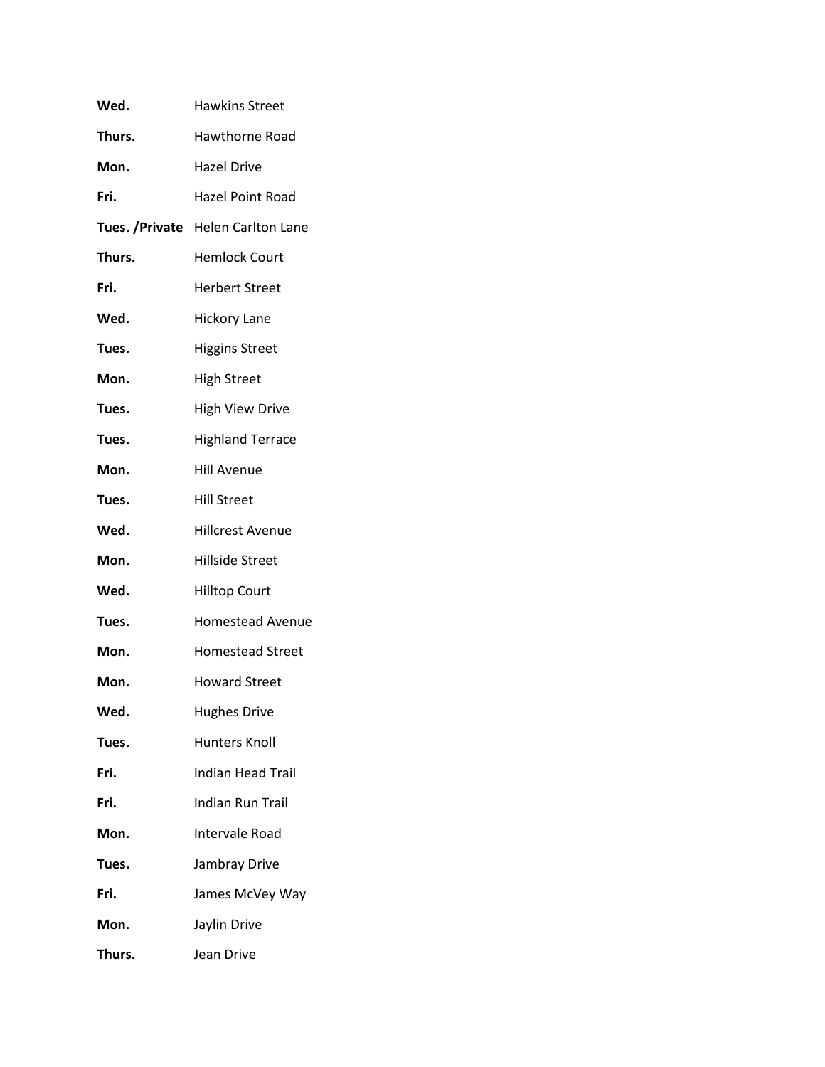| | |
|---|---|
| **Wed.** | Hawkins Street |
| **Thurs.** | Hawthorne Road |
| **Mon.** | Hazel Drive |
| **Fri.** | Hazel Point Road |
| **Tues. /Private** | Helen Carlton Lane |
| **Thurs.** | Hemlock Court |
| **Fri.** | Herbert Street |
| **Wed.** | Hickory Lane |
| **Tues.** | Higgins Street |
| **Mon.** | High Street |
| **Tues.** | High View Drive |
| **Tues.** | Highland Terrace |
| **Mon.** | Hill Avenue |
| **Tues.** | Hill Street |
| **Wed.** | Hillcrest Avenue |
| **Mon.** | Hillside Street |
| **Wed.** | Hilltop Court |
| **Tues.** | Homestead Avenue |
| **Mon.** | Homestead Street |
| **Mon.** | Howard Street |
| **Wed.** | Hughes Drive |
| **Tues.** | Hunters Knoll |
| **Fri.** | Indian Head Trail |
| **Fri.** | Indian Run Trail |
| **Mon.** | Intervale Road |
| **Tues.** | Jambray Drive |
| **Fri.** | James McVey Way |
| **Mon.** | Jaylin Drive |
| **Thurs.** | Jean Drive |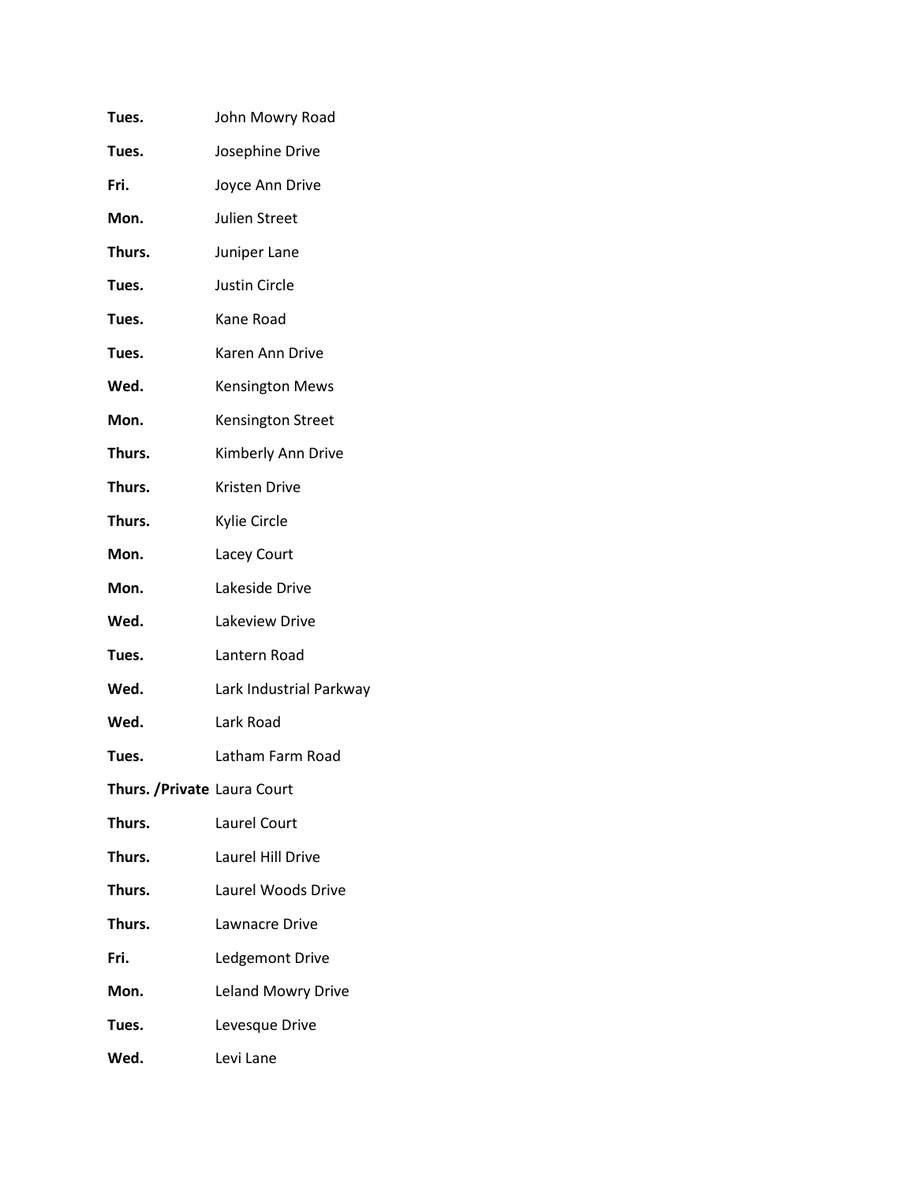| | |
|---|---|
| **Tues.** | John Mowry Road |
| **Tues.** | Josephine Drive |
| **Fri.** | Joyce Ann Drive |
| **Mon.** | Julien Street |
| **Thurs.** | Juniper Lane |
| **Tues.** | Justin Circle |
| **Tues.** | Kane Road |
| **Tues.** | Karen Ann Drive |
| **Wed.** | Kensington Mews |
| **Mon.** | Kensington Street |
| **Thurs.** | Kimberly Ann Drive |
| **Thurs.** | Kristen Drive |
| **Thurs.** | Kylie Circle |
| **Mon.** | Lacey Court |
| **Mon.** | Lakeside Drive |
| **Wed.** | Lakeview Drive |
| **Tues.** | Lantern Road |
| **Wed.** | Lark Industrial Parkway |
| **Wed.** | Lark Road |
| **Tues.** | Latham Farm Road |
| **Thurs. /Private** | Laura Court |
| **Thurs.** | Laurel Court |
| **Thurs.** | Laurel Hill Drive |
| **Thurs.** | Laurel Woods Drive |
| **Thurs.** | Lawnacre Drive |
| **Fri.** | Ledgemont Drive |
| **Mon.** | Leland Mowry Drive |
| **Tues.** | Levesque Drive |
| **Wed.** | Levi Lane |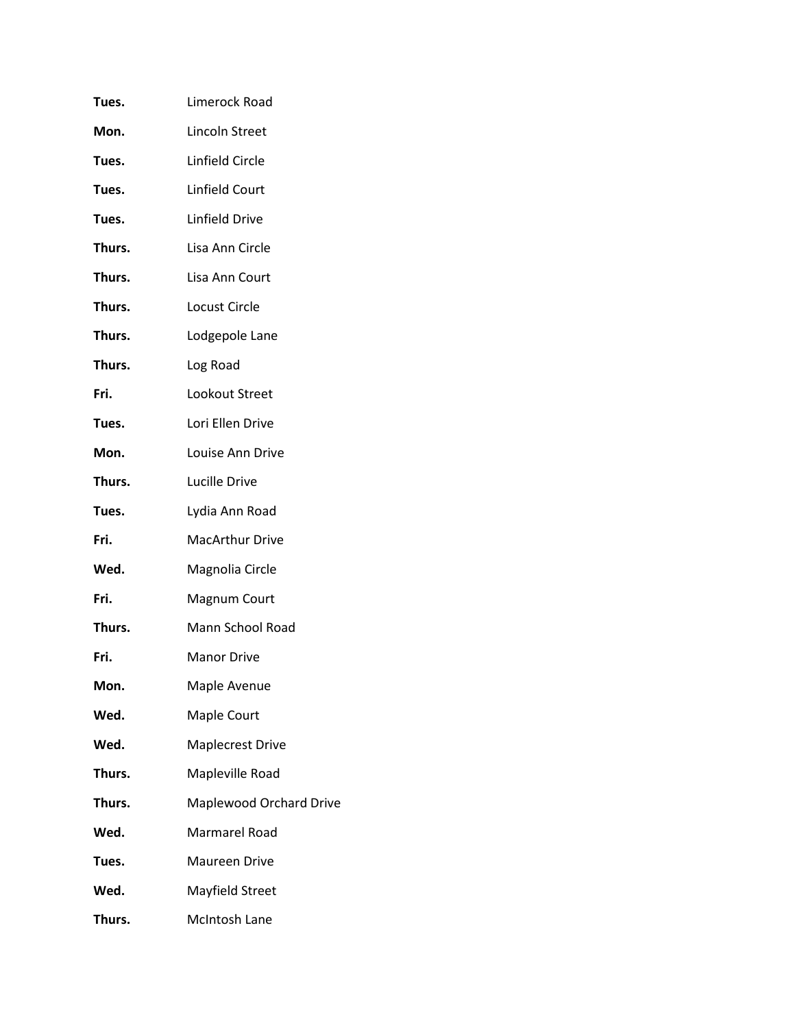| | |
|---|---|
| **Tues.** | Limerock Road |
| **Mon.** | Lincoln Street |
| **Tues.** | Linfield Circle |
| **Tues.** | Linfield Court |
| **Tues.** | Linfield Drive |
| **Thurs.** | Lisa Ann Circle |
| **Thurs.** | Lisa Ann Court |
| **Thurs.** | Locust Circle |
| **Thurs.** | Lodgepole Lane |
| **Thurs.** | Log Road |
| **Fri.** | Lookout Street |
| **Tues.** | Lori Ellen Drive |
| **Mon.** | Louise Ann Drive |
| **Thurs.** | Lucille Drive |
| **Tues.** | Lydia Ann Road |
| **Fri.** | MacArthur Drive |
| **Wed.** | Magnolia Circle |
| **Fri.** | Magnum Court |
| **Thurs.** | Mann School Road |
| **Fri.** | Manor Drive |
| **Mon.** | Maple Avenue |
| **Wed.** | Maple Court |
| **Wed.** | Maplecrest Drive |
| **Thurs.** | Mapleville Road |
| **Thurs.** | Maplewood Orchard Drive |
| **Wed.** | Marmarel Road |
| **Tues.** | Maureen Drive |
| **Wed.** | Mayfield Street |
| **Thurs.** | McIntosh Lane |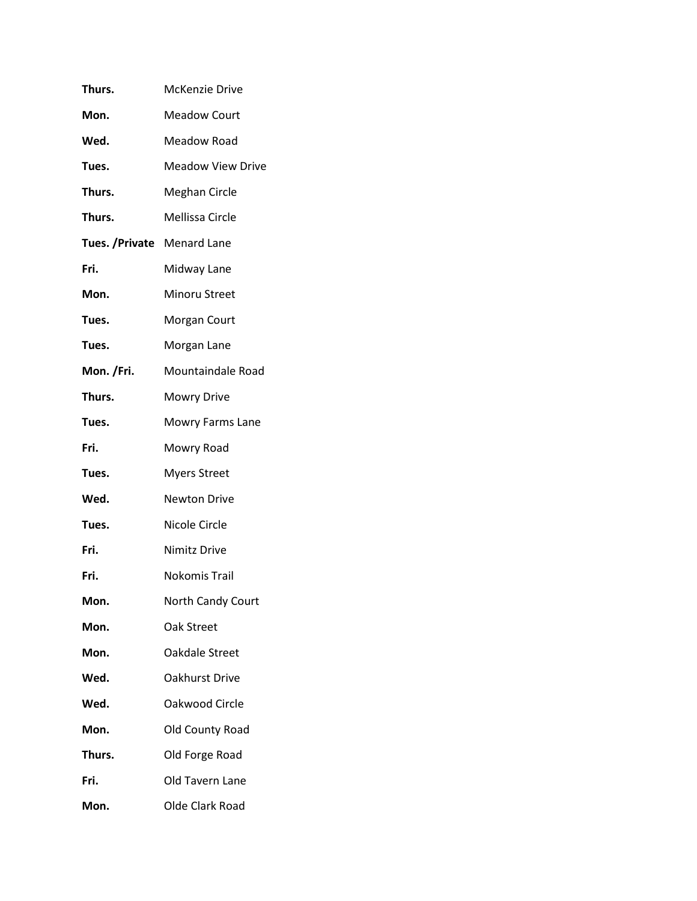| | |
|---|---|
| **Thurs.** | McKenzie Drive |
| **Mon.** | Meadow Court |
| **Wed.** | Meadow Road |
| **Tues.** | Meadow View Drive |
| **Thurs.** | Meghan Circle |
| **Thurs.** | Mellissa Circle |
| **Tues. /Private** | Menard Lane |
| **Fri.** | Midway Lane |
| **Mon.** | Minoru Street |
| **Tues.** | Morgan Court |
| **Tues.** | Morgan Lane |
| **Mon. /Fri.** | Mountaindale Road |
| **Thurs.** | Mowry Drive |
| **Tues.** | Mowry Farms Lane |
| **Fri.** | Mowry Road |
| **Tues.** | Myers Street |
| **Wed.** | Newton Drive |
| **Tues.** | Nicole Circle |
| **Fri.** | Nimitz Drive |
| **Fri.** | Nokomis Trail |
| **Mon.** | North Candy Court |
| **Mon.** | Oak Street |
| **Mon.** | Oakdale Street |
| **Wed.** | Oakhurst Drive |
| **Wed.** | Oakwood Circle |
| **Mon.** | Old County Road |
| **Thurs.** | Old Forge Road |
| **Fri.** | Old Tavern Lane |
| **Mon.** | Olde Clark Road |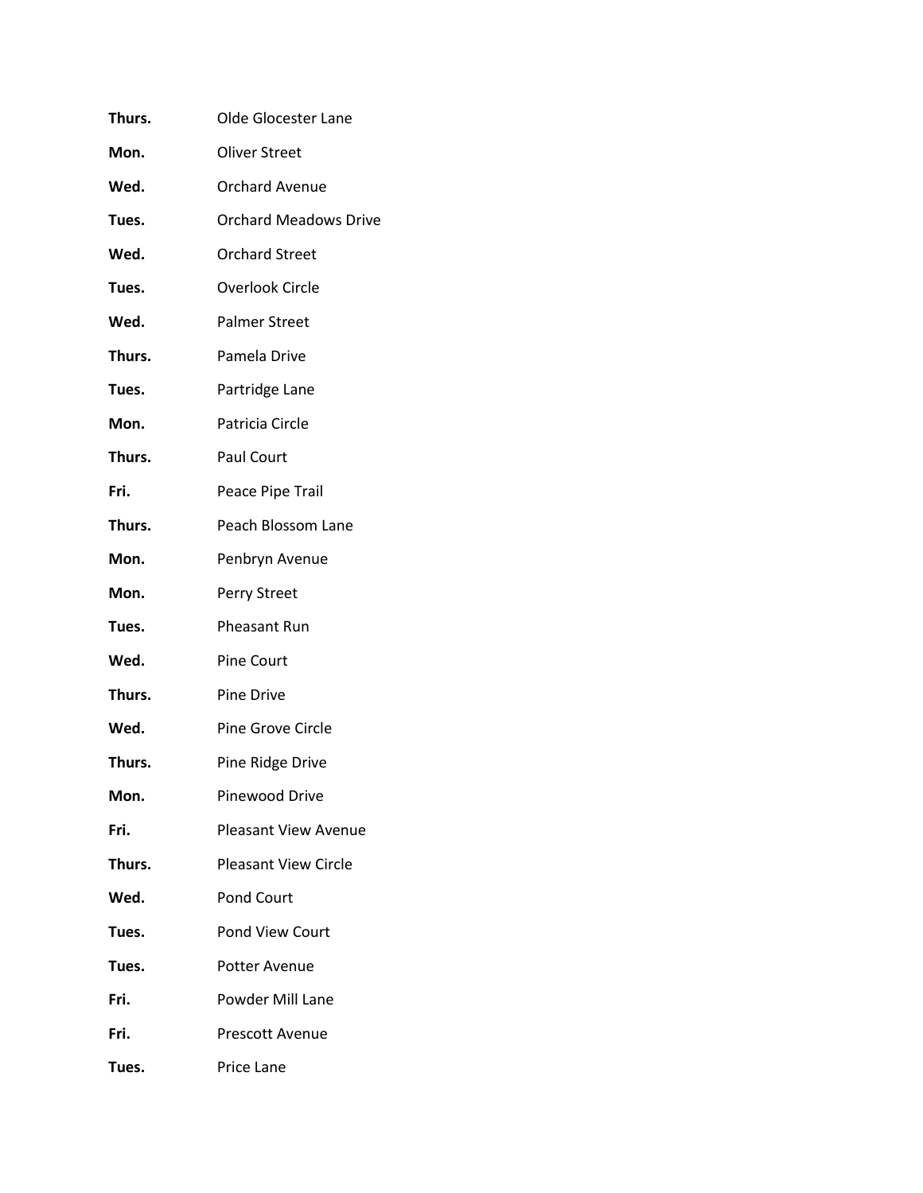| | |
|---|---|
| **Thurs.** | Olde Glocester Lane |
| **Mon.** | Oliver Street |
| **Wed.** | Orchard Avenue |
| **Tues.** | Orchard Meadows Drive |
| **Wed.** | Orchard Street |
| **Tues.** | Overlook Circle |
| **Wed.** | Palmer Street |
| **Thurs.** | Pamela Drive |
| **Tues.** | Partridge Lane |
| **Mon.** | Patricia Circle |
| **Thurs.** | Paul Court |
| **Fri.** | Peace Pipe Trail |
| **Thurs.** | Peach Blossom Lane |
| **Mon.** | Penbryn Avenue |
| **Mon.** | Perry Street |
| **Tues.** | Pheasant Run |
| **Wed.** | Pine Court |
| **Thurs.** | Pine Drive |
| **Wed.** | Pine Grove Circle |
| **Thurs.** | Pine Ridge Drive |
| **Mon.** | Pinewood Drive |
| **Fri.** | Pleasant View Avenue |
| **Thurs.** | Pleasant View Circle |
| **Wed.** | Pond Court |
| **Tues.** | Pond View Court |
| **Tues.** | Potter Avenue |
| **Fri.** | Powder Mill Lane |
| **Fri.** | Prescott Avenue |
| **Tues.** | Price Lane |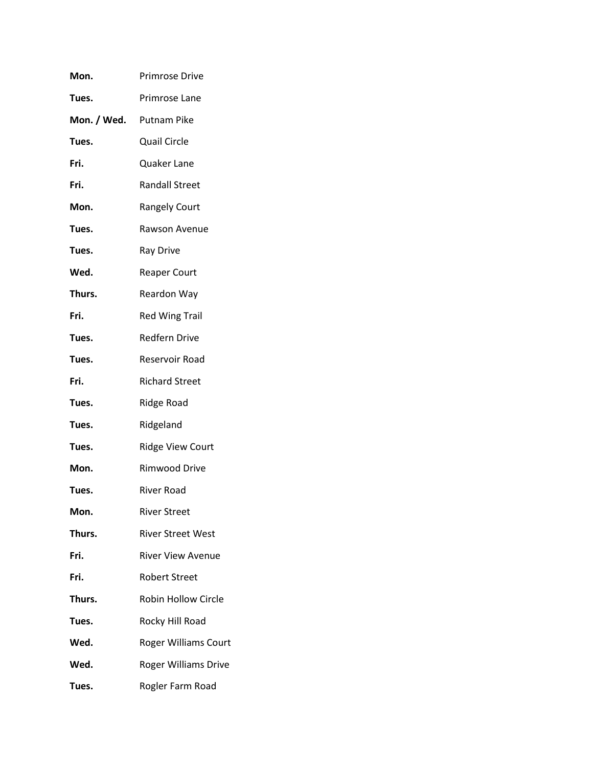**Mon.** Primrose Drive

**Tues.** Primrose Lane

**Mon. / Wed.** Putnam Pike

**Tues.** Quail Circle

**Fri.** Quaker Lane

**Fri.** Randall Street

**Mon.** Rangely Court

**Tues.** Rawson Avenue

**Tues.** Ray Drive

**Wed.** Reaper Court

**Thurs.** Reardon Way

**Fri.** Red Wing Trail

**Tues.** Redfern Drive

**Tues.** Reservoir Road

**Fri.** Richard Street

**Tues.** Ridge Road

**Tues.** Ridgeland

**Tues.** Ridge View Court

**Mon.** Rimwood Drive

**Tues.** River Road

**Mon.** River Street

**Thurs.** River Street West

**Fri.** River View Avenue

**Fri.** Robert Street

**Thurs.** Robin Hollow Circle

**Tues.** Rocky Hill Road

**Wed.** Roger Williams Court

**Wed.** Roger Williams Drive

**Tues.** Rogler Farm Road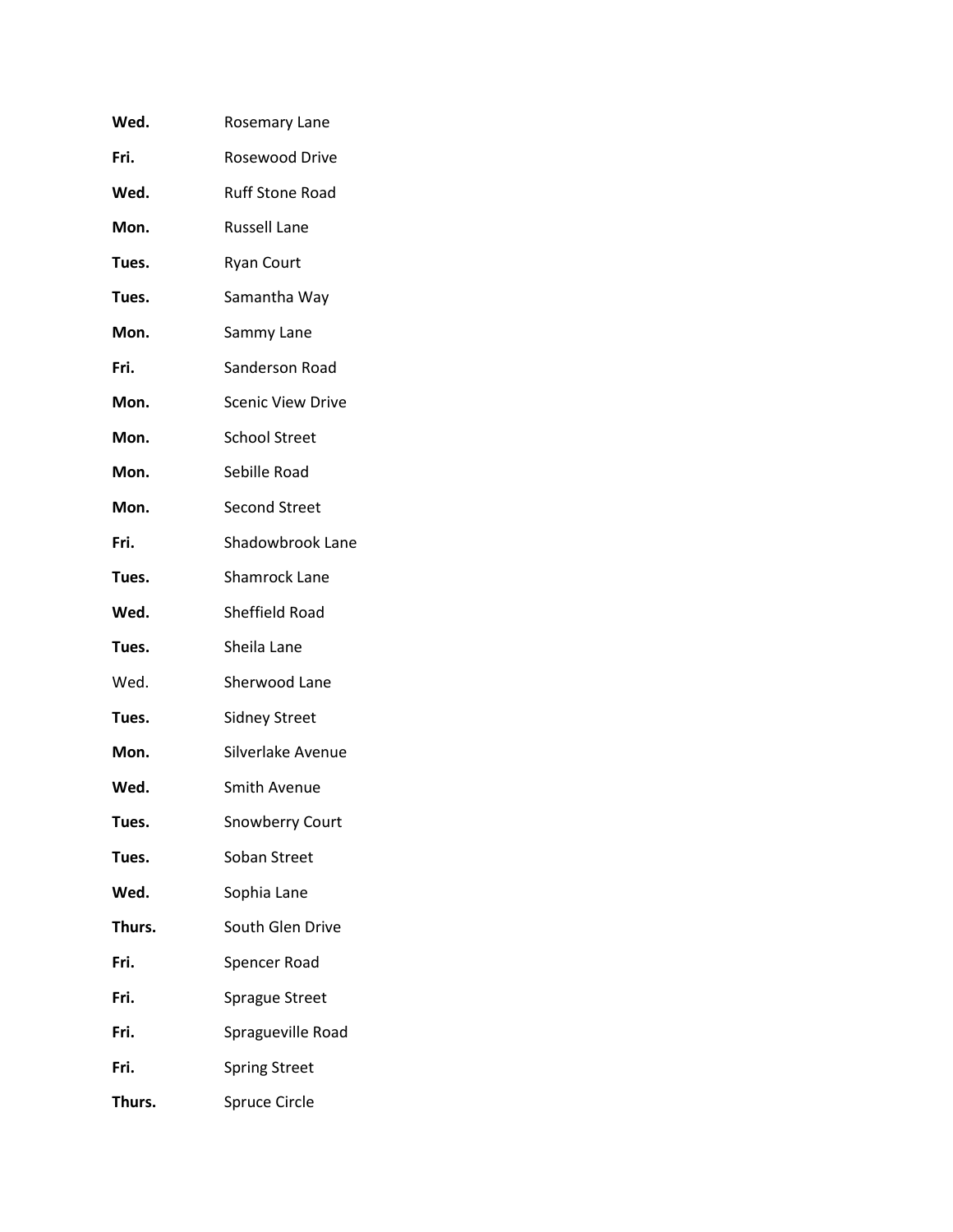| | |
|---|---|
| **Wed.** | Rosemary Lane |
| **Fri.** | Rosewood Drive |
| **Wed.** | Ruff Stone Road |
| **Mon.** | Russell Lane |
| **Tues.** | Ryan Court |
| **Tues.** | Samantha Way |
| **Mon.** | Sammy Lane |
| **Fri.** | Sanderson Road |
| **Mon.** | Scenic View Drive |
| **Mon.** | School Street |
| **Mon.** | Sebille Road |
| **Mon.** | Second Street |
| **Fri.** | Shadowbrook Lane |
| **Tues.** | Shamrock Lane |
| **Wed.** | Sheffield Road |
| **Tues.** | Sheila Lane |
| Wed. | Sherwood Lane |
| **Tues.** | Sidney Street |
| **Mon.** | Silverlake Avenue |
| **Wed.** | Smith Avenue |
| **Tues.** | Snowberry Court |
| **Tues.** | Soban Street |
| **Wed.** | Sophia Lane |
| **Thurs.** | South Glen Drive |
| **Fri.** | Spencer Road |
| **Fri.** | Sprague Street |
| **Fri.** | Spragueville Road |
| **Fri.** | Spring Street |
| **Thurs.** | Spruce Circle |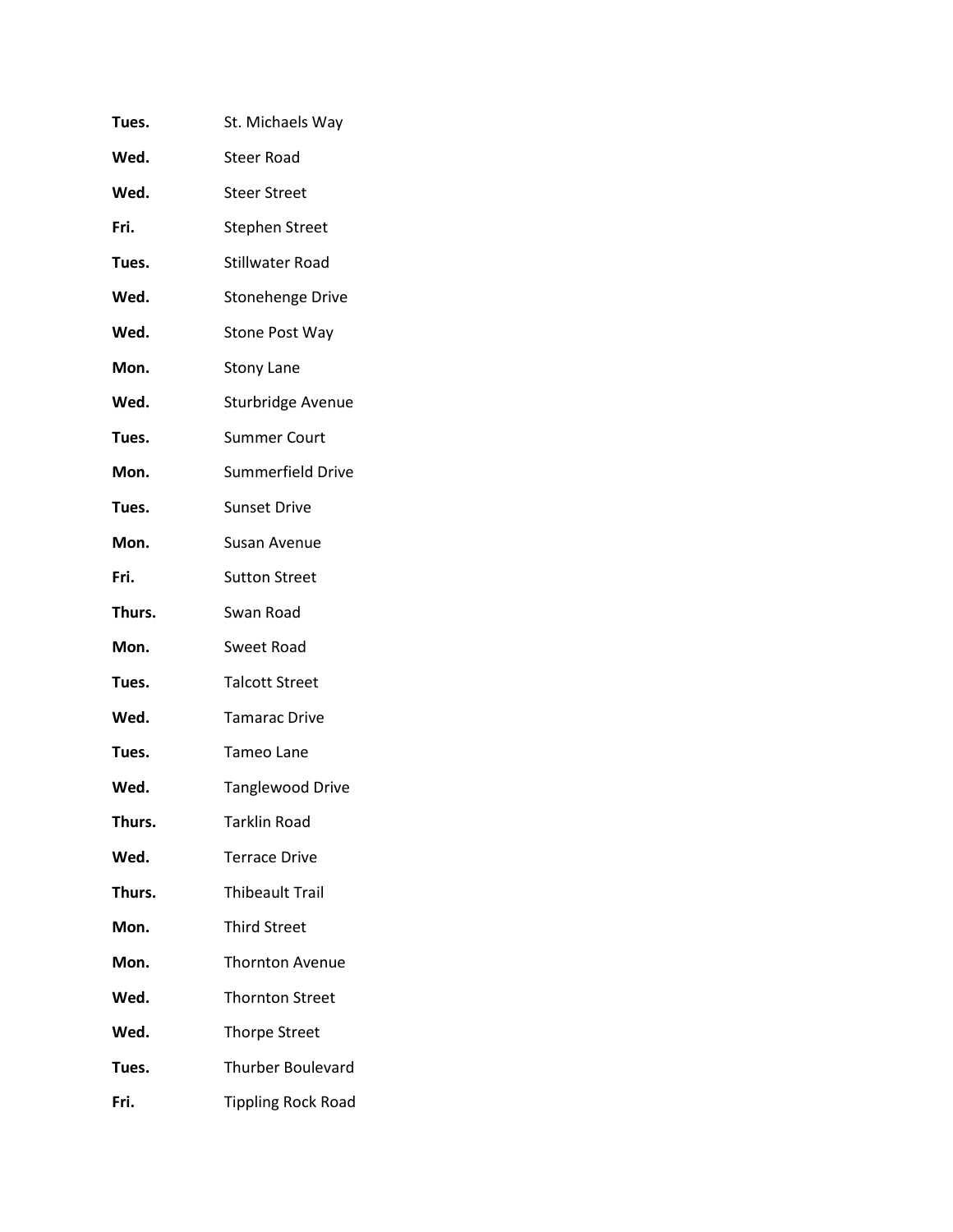**Tues.** St. Michaels Way

**Wed.** Steer Road

**Wed.** Steer Street

**Fri.** Stephen Street

**Tues.** Stillwater Road

**Wed.** Stonehenge Drive

**Wed.** Stone Post Way

**Mon.** Stony Lane

**Wed.** Sturbridge Avenue

**Tues.** Summer Court

**Mon.** Summerfield Drive

**Tues.** Sunset Drive

**Mon.** Susan Avenue

**Fri.** Sutton Street

**Thurs.** Swan Road

**Mon.** Sweet Road

**Tues.** Talcott Street

**Wed.** Tamarac Drive

**Tues.** Tameo Lane

**Wed.** Tanglewood Drive

**Thurs.** Tarklin Road

**Wed.** Terrace Drive

**Thurs.** Thibeault Trail

**Mon.** Third Street

**Mon.** Thornton Avenue

**Wed.** Thornton Street

**Wed.** Thorpe Street

**Tues.** Thurber Boulevard

**Fri.** Tippling Rock Road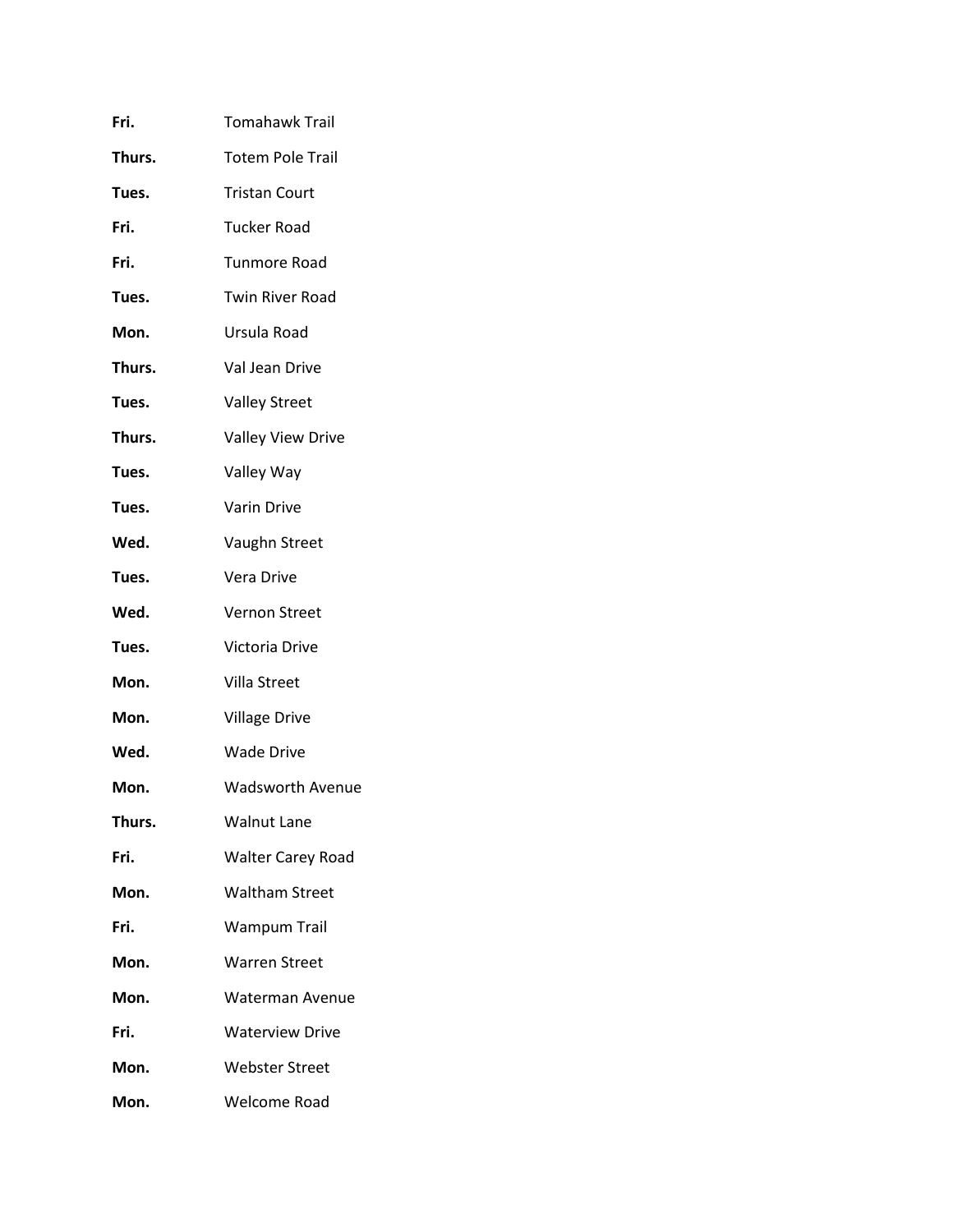| | |
|---|---|
| **Fri.** | Tomahawk Trail |
| **Thurs.** | Totem Pole Trail |
| **Tues.** | Tristan Court |
| **Fri.** | Tucker Road |
| **Fri.** | Tunmore Road |
| **Tues.** | Twin River Road |
| **Mon.** | Ursula Road |
| **Thurs.** | Val Jean Drive |
| **Tues.** | Valley Street |
| **Thurs.** | Valley View Drive |
| **Tues.** | Valley Way |
| **Tues.** | Varin Drive |
| **Wed.** | Vaughn Street |
| **Tues.** | Vera Drive |
| **Wed.** | Vernon Street |
| **Tues.** | Victoria Drive |
| **Mon.** | Villa Street |
| **Mon.** | Village Drive |
| **Wed.** | Wade Drive |
| **Mon.** | Wadsworth Avenue |
| **Thurs.** | Walnut Lane |
| **Fri.** | Walter Carey Road |
| **Mon.** | Waltham Street |
| **Fri.** | Wampum Trail |
| **Mon.** | Warren Street |
| **Mon.** | Waterman Avenue |
| **Fri.** | Waterview Drive |
| **Mon.** | Webster Street |
| **Mon.** | Welcome Road |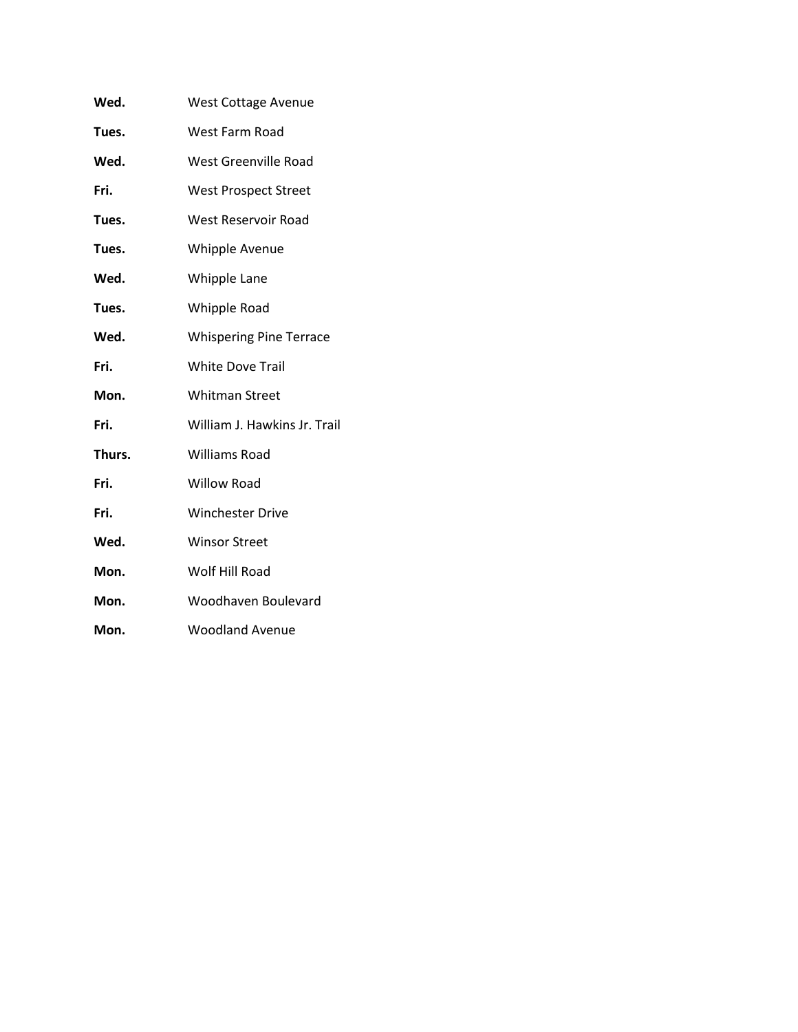| | |
|---|---|
| **Wed.** | West Cottage Avenue |
| **Tues.** | West Farm Road |
| **Wed.** | West Greenville Road |
| **Fri.** | West Prospect Street |
| **Tues.** | West Reservoir Road |
| **Tues.** | Whipple Avenue |
| **Wed.** | Whipple Lane |
| **Tues.** | Whipple Road |
| **Wed.** | Whispering Pine Terrace |
| **Fri.** | White Dove Trail |
| **Mon.** | Whitman Street |
| **Fri.** | William J. Hawkins Jr. Trail |
| **Thurs.** | Williams Road |
| **Fri.** | Willow Road |
| **Fri.** | Winchester Drive |
| **Wed.** | Winsor Street |
| **Mon.** | Wolf Hill Road |
| **Mon.** | Woodhaven Boulevard |
| **Mon.** | Woodland Avenue |